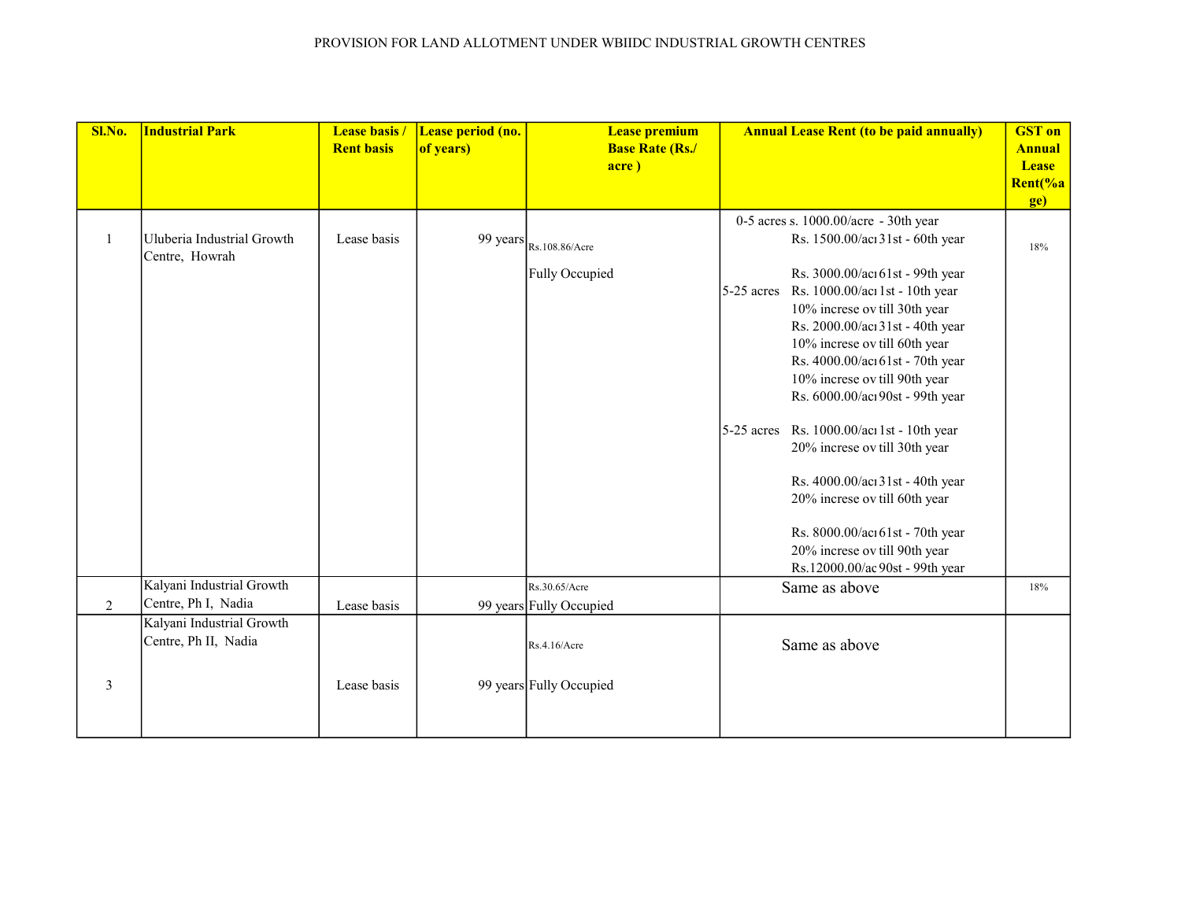PROVISION FOR LAND ALLOTMENT UNDER WBIIDC INDUSTRIAL GROWTH CENTRES

| Sl.No. | Industrial Park | Lease basis / Rent basis | Lease period (no. of years) | Lease premium Base Rate (Rs./ acre ) | Annual Lease Rent (to be paid annually) | GST on Annual Lease Rent(%age) |
|---|---|---|---|---|---|---|
| 1 | Uluberia Industrial Growth Centre, Howrah | Lease basis | 99 years | Rs.108.86/Acre<br>Fully Occupied | 0-5 acres s. 1000.00/acre - 30th year<br>Rs. 1500.00/acı 31st - 60th year<br>Rs. 3000.00/acı 61st - 99th year<br>5-25 acres Rs. 1000.00/acı 1st - 10th year<br>10% increse ov till 30th year<br>Rs. 2000.00/acı 31st - 40th year<br>10% increse ov till 60th year<br>Rs. 4000.00/acı 61st - 70th year<br>10% increse ov till 90th year<br>Rs. 6000.00/acı 90st - 99th year<br>5-25 acres Rs. 1000.00/acı 1st - 10th year<br>20% increse ov till 30th year<br>Rs. 4000.00/acı 31st - 40th year<br>20% increse ov till 60th year<br>Rs. 8000.00/acı 61st - 70th year<br>20% increse ov till 90th year<br>Rs.12000.00/ac 90st - 99th year | 18% |
| 2 | Kalyani Industrial Growth Centre, Ph I, Nadia | Lease basis | 99 years | Rs.30.65/Acre<br>Fully Occupied | Same as above | 18% |
| 3 | Kalyani Industrial Growth Centre, Ph II, Nadia | Lease basis | 99 years | Rs.4.16/Acre<br>Fully Occupied | Same as above | |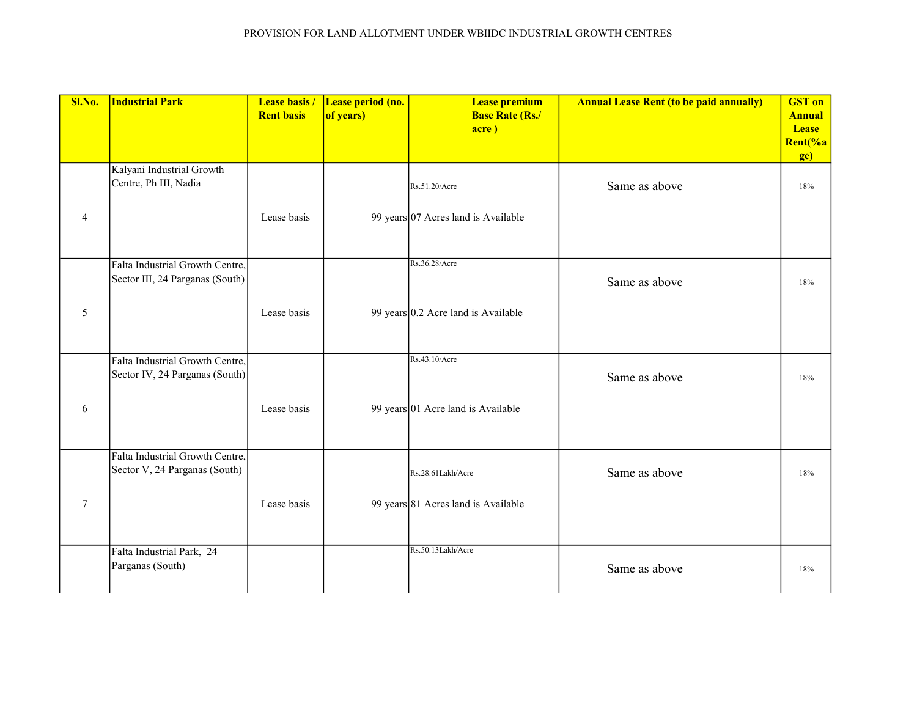PROVISION FOR LAND ALLOTMENT UNDER WBIIDC INDUSTRIAL GROWTH CENTRES

| Sl.No. | Industrial Park | Lease basis / Rent basis | Lease period (no. of years) | Lease premium Base Rate (Rs./ acre ) | Annual Lease Rent (to be paid annually) | GST on Annual Lease Rent(%age) |
|---|---|---|---|---|---|---|
| 4 | Kalyani Industrial Growth Centre, Ph III, Nadia | Lease basis | 99 years | Rs.51.20/Acre<br>07 Acres land is Available | Same as above | 18% |
| 5 | Falta Industrial Growth Centre, Sector III, 24 Parganas (South) | Lease basis | 99 years | Rs.36.28/Acre<br>0.2 Acre land is Available | Same as above | 18% |
| 6 | Falta Industrial Growth Centre, Sector IV, 24 Parganas (South) | Lease basis | 99 years | Rs.43.10/Acre<br>01 Acre land is Available | Same as above | 18% |
| 7 | Falta Industrial Growth Centre, Sector V, 24 Parganas (South) | Lease basis | 99 years | Rs.28.61Lakh/Acre<br>81 Acres land is Available | Same as above | 18% |
| | Falta Industrial Park, 24 Parganas (South) | | | Rs.50.13Lakh/Acre | Same as above | 18% |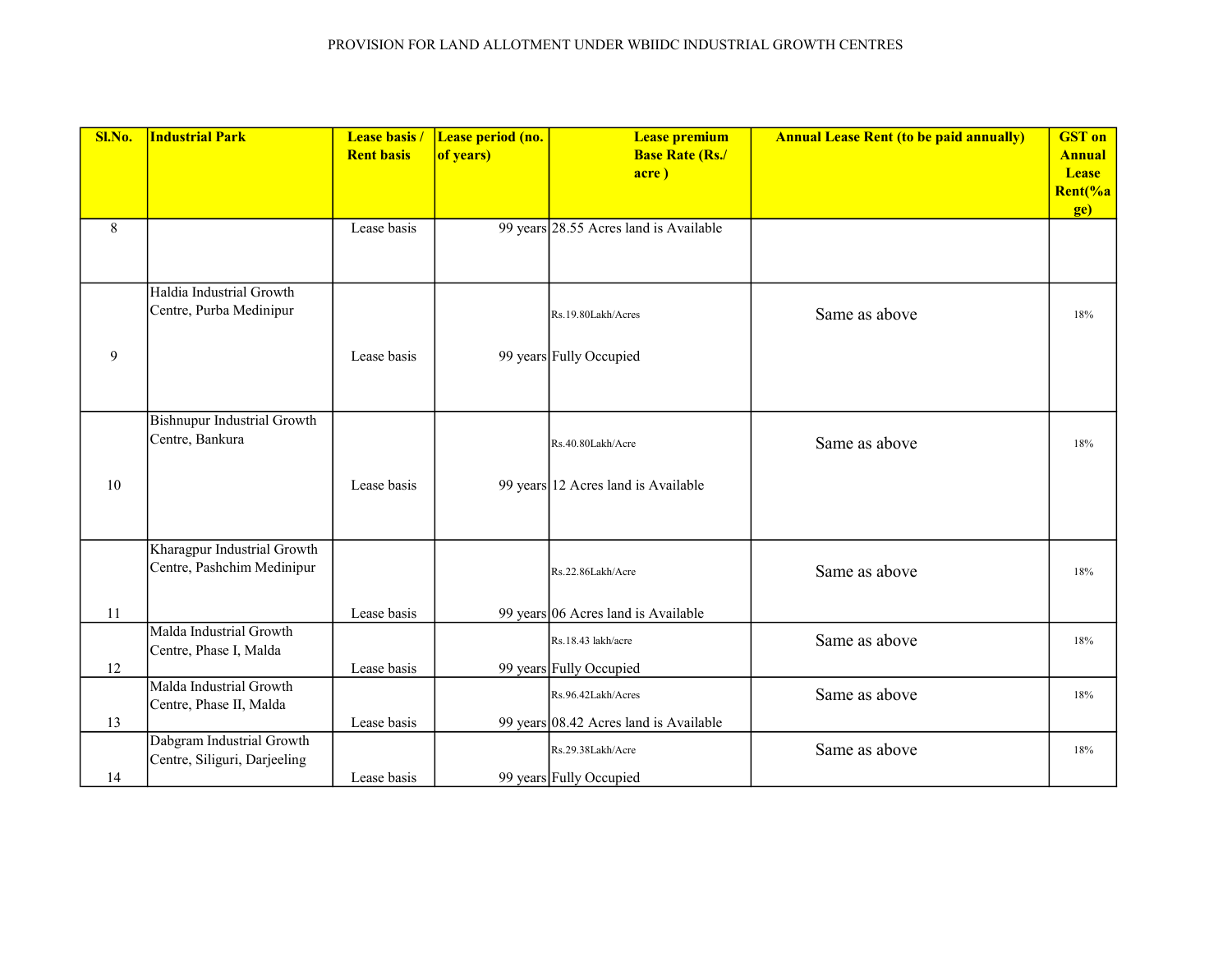PROVISION FOR LAND ALLOTMENT UNDER WBIIDC INDUSTRIAL GROWTH CENTRES

| Sl.No. | Industrial Park | Lease basis / Rent basis | Lease period (no. of years) | Lease premium Base Rate (Rs./ acre ) | Annual Lease Rent (to be paid annually) | GST on Annual Lease Rent(%age) |
|---|---|---|---|---|---|---|
| 8 | | Lease basis | 99 years | 28.55 Acres land is Available | | |
| 9 | Haldia Industrial Growth Centre, Purba Medinipur | Lease basis | 99 years | Rs.19.80Lakh/Acres<br>Fully Occupied | Same as above | 18% |
| 10 | Bishnupur Industrial Growth Centre, Bankura | Lease basis | 99 years | Rs.40.80Lakh/Acre<br>12 Acres land is Available | Same as above | 18% |
| 11 | Kharagpur Industrial Growth Centre, Pashchim Medinipur | Lease basis | 99 years | Rs.22.86Lakh/Acre<br>06 Acres land is Available | Same as above | 18% |
| 12 | Malda Industrial Growth Centre, Phase I, Malda | Lease basis | 99 years | Rs.18.43 lakh/acre<br>Fully Occupied | Same as above | 18% |
| 13 | Malda Industrial Growth Centre, Phase II, Malda | Lease basis | 99 years | Rs.96.42Lakh/Acres<br>08.42 Acres land is Available | Same as above | 18% |
| 14 | Dabgram Industrial Growth Centre, Siliguri, Darjeeling | Lease basis | 99 years | Rs.29.38Lakh/Acre<br>Fully Occupied | Same as above | 18% |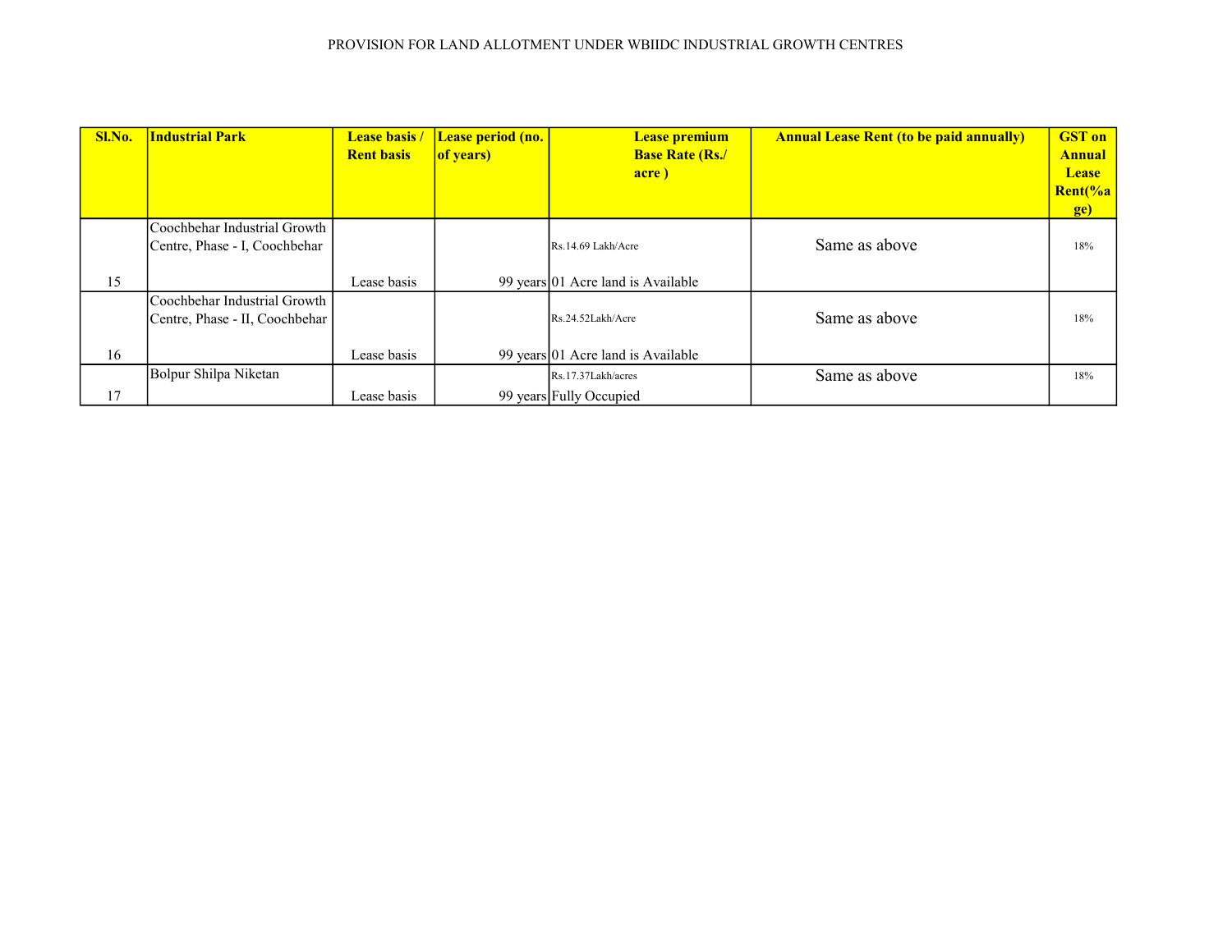PROVISION FOR LAND ALLOTMENT UNDER WBIIDC INDUSTRIAL GROWTH CENTRES

| **Sl.No.** | **Industrial Park** | **Lease basis / Rent basis** | **Lease period (no. of years)** | **Lease premium Base Rate (Rs./ acre )** | **Annual Lease Rent (to be paid annually)** | **GST on Annual Lease Rent(%age)** |
|---|---|---|---|---|---|---|
| 15 | Coochbehar Industrial Growth Centre, Phase - I, Coochbehar | Lease basis | 99 years | Rs.14.69 Lakh/Acre 01 Acre land is Available | Same as above | 18% |
| 16 | Coochbehar Industrial Growth Centre, Phase - II, Coochbehar | Lease basis | 99 years | Rs.24.52Lakh/Acre 01 Acre land is Available | Same as above | 18% |
| 17 | Bolpur Shilpa Niketan | Lease basis | 99 years | Rs.17.37Lakh/acres Fully Occupied | Same as above | 18% |